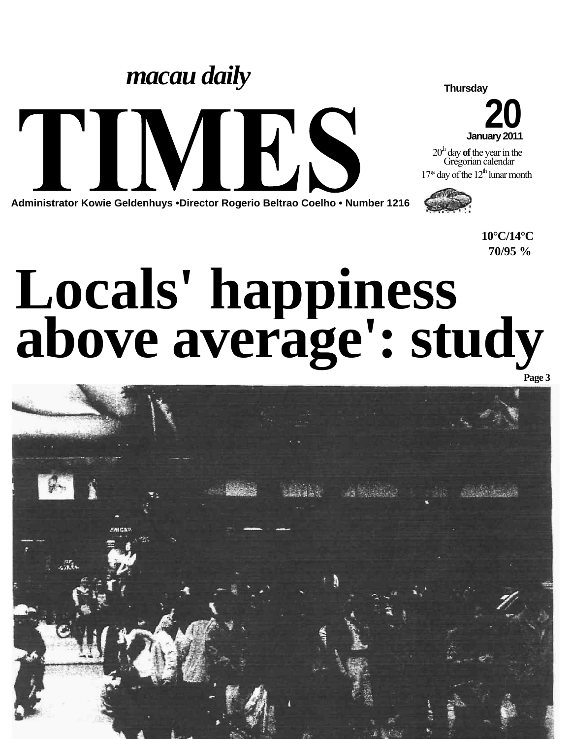*macau daily*

# TIMES

**Administrator Kowie Geldenhuys •Director Rogerio Beltrao Coelho • Number 1216**

**Thursday**

**20**

**January 2011**

20[h] day **of** the year in the Gregorian calendar

17* day of the 12[th] lunar month

**10°C/14°C**

**70/95 %**

# Locals' happiness above average': study

**Page 3**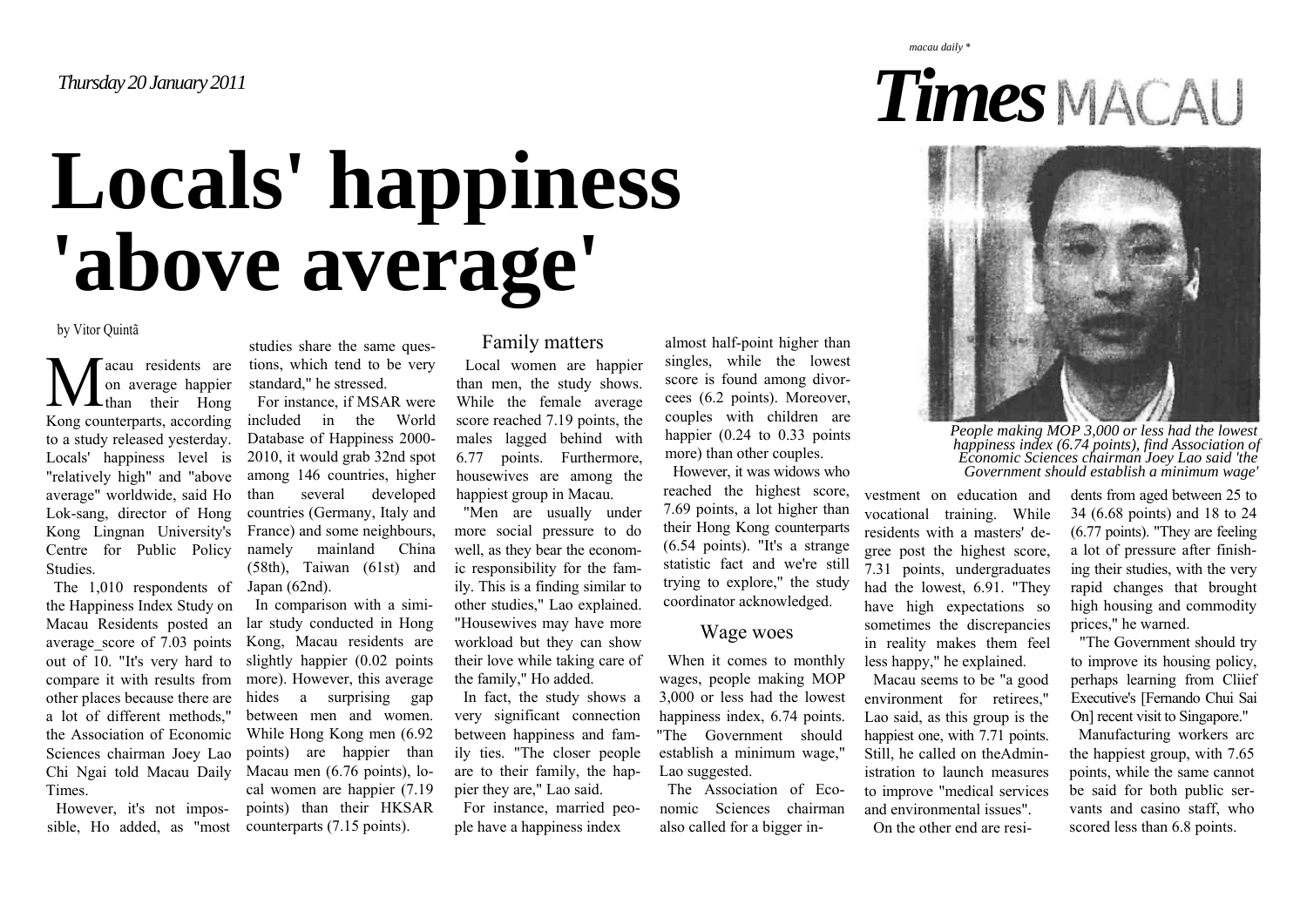*Thursday 20 January 2011*

# Locals' happiness 'above average'

by Vitor Quintã

Macau residents are on average happier than their Hong Kong counterparts, according to a study released yesterday. Locals' happiness level is "relatively high" and "above average" worldwide, said Ho Lok-sang, director of Hong Kong Lingnan University's Centre for Public Policy Studies.

The 1,010 respondents of the Happiness Index Study on Macau Residents posted an average_score of 7.03 points out of 10. "It's very hard to compare it with results from other places because there are a lot of different methods," the Association of Economic Sciences chairman Joey Lao Chi Ngai told Macau Daily Times.

However, it's not impossible, Ho added, as "most studies share the same questions, which tend to be very standard," he stressed.

For instance, if MSAR were included in the World Database of Happiness 2000-2010, it would grab 32nd spot among 146 countries, higher than several developed countries (Germany, Italy and France) and some neighbours, namely mainland China (58th), Taiwan (61st) and Japan (62nd).

In comparison with a similar study conducted in Hong Kong, Macau residents are slightly happier (0.02 points more). However, this average hides a surprising gap between men and women. While Hong Kong men (6.92 points) are happier than Macau men (6.76 points), local women are happier (7.19 points) than their HKSAR counterparts (7.15 points).

## Family matters

Local women are happier than men, the study shows. While the female average score reached 7.19 points, the males lagged behind with 6.77 points. Furthermore, housewives are among the happiest group in Macau.

"Men are usually under more social pressure to do well, as they bear the economic responsibility for the family. This is a finding similar to other studies," Lao explained. "Housewives may have more workload but they can show their love while taking care of the family," Ho added.

In fact, the study shows a very significant connection between happiness and family ties. "The closer people are to their family, the happier they are," Lao said.

For instance, married people have a happiness index almost half-point higher than singles, while the lowest score is found among divorcees (6.2 points). Moreover, couples with children are happier (0.24 to 0.33 points more) than other couples.

However, it was widows who reached the highest score, 7.69 points, a lot higher than their Hong Kong counterparts (6.54 points). "It's a strange statistic fact and we're still trying to explore," the study coordinator acknowledged.

## Wage woes

When it comes to monthly wages, people making MOP 3,000 or less had the lowest happiness index, 6.74 points. "The Government should establish a minimum wage," Lao suggested.

The Association of Economic Sciences chairman also called for a bigger investment on education and vocational training. While residents with a masters' degree post the highest score, 7.31 points, undergraduates had the lowest, 6.91. "They have high expectations so sometimes the discrepancies in reality makes them feel less happy," he explained.

Macau seems to be "a good environment for retirees," Lao said, as this group is the happiest one, with 7.71 points. Still, he called on theAdministration to launch measures to improve "medical services and environmental issues".

On the other end are residents from aged between 25 to 34 (6.68 points) and 18 to 24 (6.77 points). "They are feeling a lot of pressure after finishing their studies, with the very rapid changes that brought high housing and commodity prices," he warned.

"The Government should try to improve its housing policy, perhaps learning from Cliief Executive's [Fernando Chui Sai On] recent visit to Singapore."

Manufacturing workers arc the happiest group, with 7.65 points, while the same cannot be said for both public servants and casino staff, who scored less than 6.8 points.

*People making MOP 3,000 or less had the lowest happiness index (6.74 points), find Association of Economic Sciences chairman Joey Lao said 'the Government should establish a minimum wage'*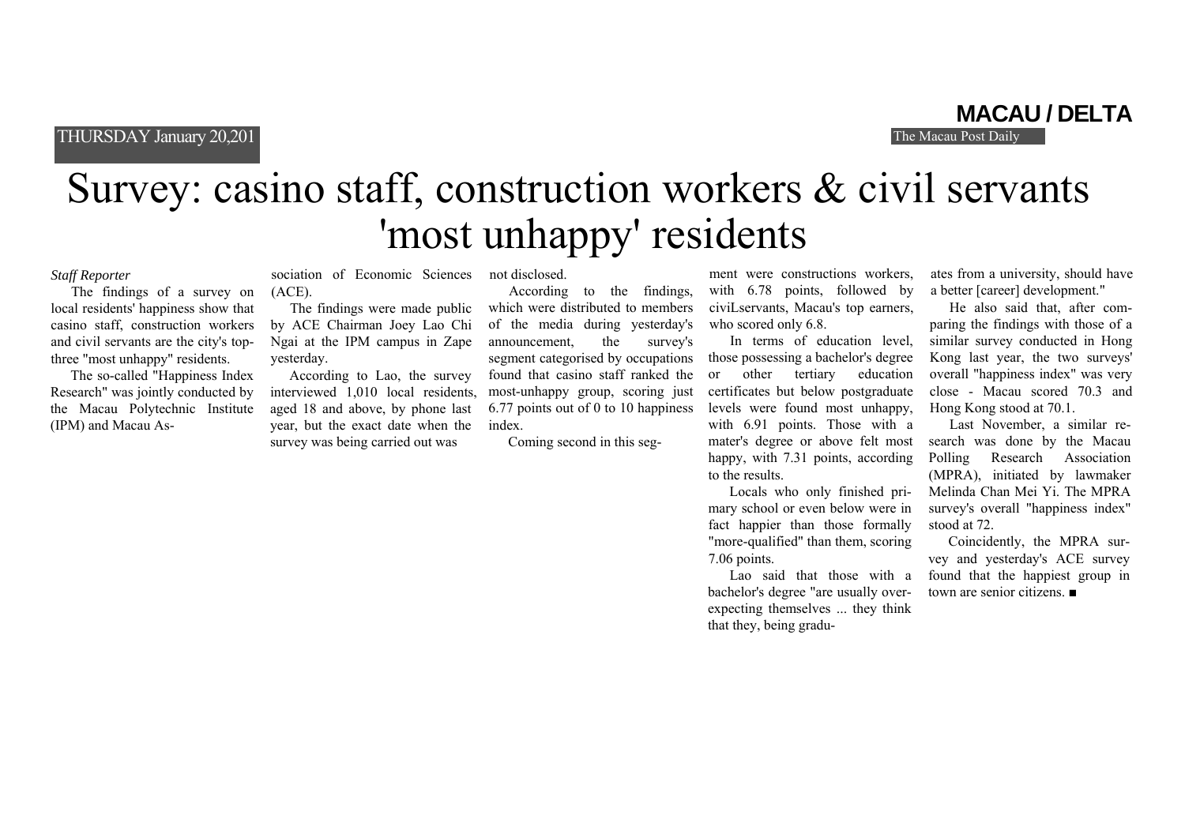# Survey: casino staff, construction workers & civil servants 'most unhappy' residents

*Staff Reporter*

The findings of a survey on local residents' happiness show that casino staff, construction workers and civil servants are the city's top-three "most unhappy" residents.

The so-called "Happiness Index Research" was jointly conducted by the Macau Polytechnic Institute (IPM) and Macau Association of Economic Sciences (ACE).

The findings were made public by ACE Chairman Joey Lao Chi Ngai at the IPM campus in Zape yesterday.

According to Lao, the survey interviewed 1,010 local residents, aged 18 and above, by phone last year, but the exact date when the survey was being carried out was not disclosed.

According to the findings, which were distributed to members of the media during yesterday's announcement, the survey's segment categorised by occupations found that casino staff ranked the most-unhappy group, scoring just 6.77 points out of 0 to 10 happiness index.

Coming second in this segment were constructions workers, with 6.78 points, followed by civiLservants, Macau's top earners, who scored only 6.8.

In terms of education level, those possessing a bachelor's degree or other tertiary education certificates but below postgraduate levels were found most unhappy, with 6.91 points. Those with a mater's degree or above felt most happy, with 7.31 points, according to the results.

Locals who only finished primary school or even below were in fact happier than those formally "more-qualified" than them, scoring 7.06 points.

Lao said that those with a bachelor's degree "are usually over-expecting themselves ... they think that they, being graduates from a university, should have a better [career] development."

He also said that, after comparing the findings with those of a similar survey conducted in Hong Kong last year, the two surveys' overall "happiness index" was very close - Macau scored 70.3 and Hong Kong stood at 70.1.

Last November, a similar research was done by the Macau Polling Research Association (MPRA), initiated by lawmaker Melinda Chan Mei Yi. The MPRA survey's overall "happiness index" stood at 72.

Coincidently, the MPRA survey and yesterday's ACE survey found that the happiest group in town are senior citizens. ■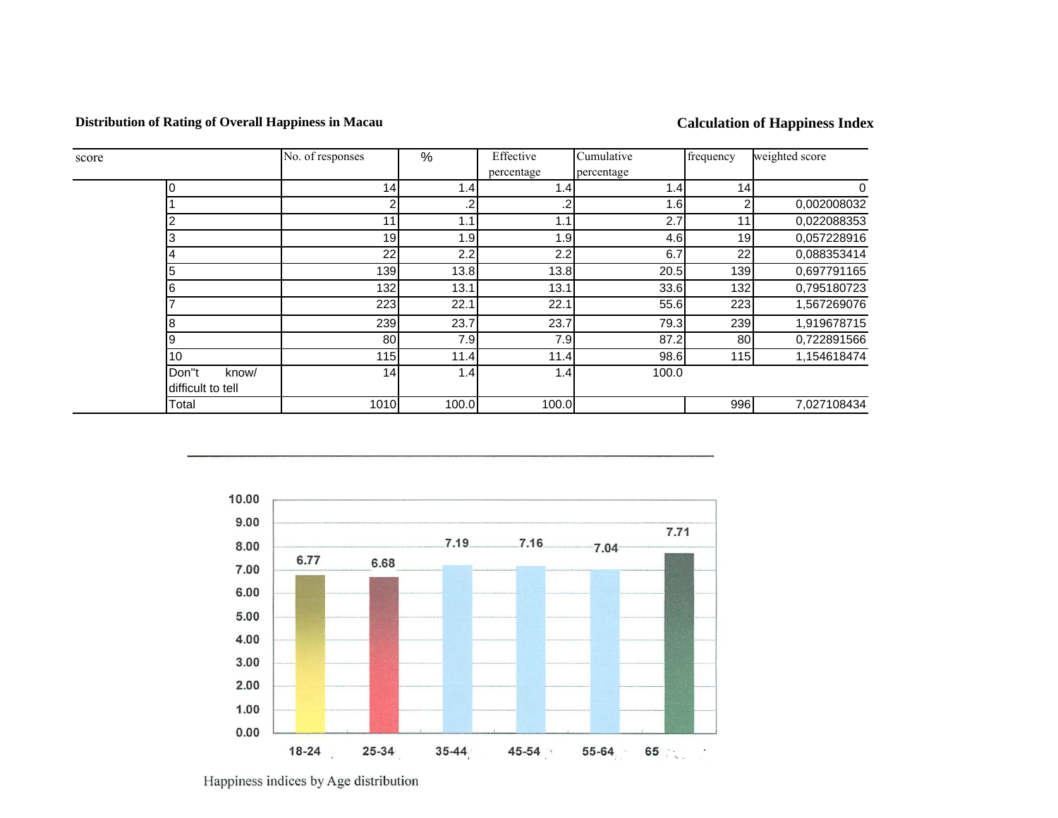**Distribution of Rating of Overall Happiness in Macau**

**Calculation of Happiness Index**

| score | | No. of responses | % | Effective percentage | Cumulative percentage | frequency | weighted score |
|---|---|---|---|---|---|---|---|
| | 0 | 14 | 1.4 | 1.4 | 1.4 | 14 | 0 |
| | 1 | 2 | .2 | .2 | 1.6 | 2 | 0,002008032 |
| | 2 | 11 | 1.1 | 1.1 | 2.7 | 11 | 0,022088353 |
| | 3 | 19 | 1.9 | 1.9 | 4.6 | 19 | 0,057228916 |
| | 4 | 22 | 2.2 | 2.2 | 6.7 | 22 | 0,088353414 |
| | 5 | 139 | 13.8 | 13.8 | 20.5 | 139 | 0,697791165 |
| | 6 | 132 | 13.1 | 13.1 | 33.6 | 132 | 0,795180723 |
| | 7 | 223 | 22.1 | 22.1 | 55.6 | 223 | 1,567269076 |
| | 8 | 239 | 23.7 | 23.7 | 79.3 | 239 | 1,919678715 |
| | 9 | 80 | 7.9 | 7.9 | 87.2 | 80 | 0,722891566 |
| | 10 | 115 | 11.4 | 11.4 | 98.6 | 115 | 1,154618474 |
| | Don"t know/ difficult to tell | 14 | 1.4 | 1.4 | 100.0 | | |
| | Total | 1010 | 100.0 | 100.0 | | 996 | 7,027108434 |

10.00
9.00
8.00
7.00
6.00
5.00
4.00
3.00
2.00
1.00
0.00

6.77 6.68 7.19 7.16 7.04 7.71

18-24 25-34 35-44 45-54 55-64 65

Happiness indices by Age distribution